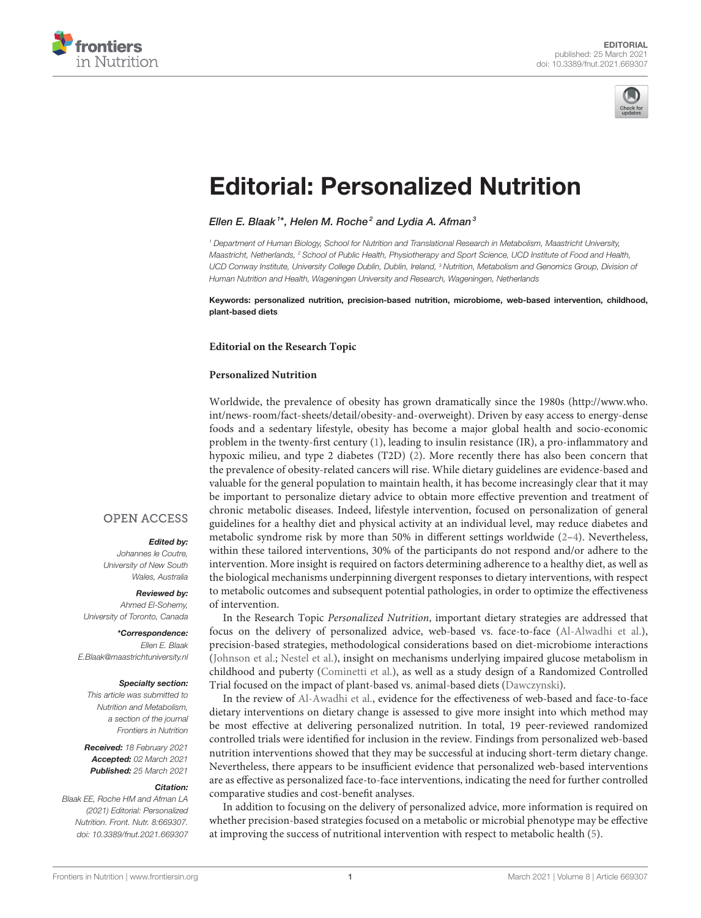# Editorial: Personalized Nutrition

*Ellen E. Blaak[1]*, Helen M. Roche[2] and Lydia A. Afman[3]*

[1] Department of Human Biology, School for Nutrition and Translational Research in Metabolism, Maastricht University, Maastricht, Netherlands, [2] School of Public Health, Physiotherapy and Sport Science, UCD Institute of Food and Health, UCD Conway Institute, University College Dublin, Dublin, Ireland, [3] Nutrition, Metabolism and Genomics Group, Division of Human Nutrition and Health, Wageningen University and Research, Wageningen, Netherlands

**Keywords: personalized nutrition, precision-based nutrition, microbiome, web-based intervention, childhood, plant-based diets**

**Editorial on the Research Topic**

**Personalized Nutrition**

Worldwide, the prevalence of obesity has grown dramatically since the 1980s (http://www.who.int/news-room/fact-sheets/detail/obesity-and-overweight). Driven by easy access to energy-dense foods and a sedentary lifestyle, obesity has become a major global health and socio-economic problem in the twenty-first century (1), leading to insulin resistance (IR), a pro-inflammatory and hypoxic milieu, and type 2 diabetes (T2D) (2). More recently there has also been concern that the prevalence of obesity-related cancers will rise. While dietary guidelines are evidence-based and valuable for the general population to maintain health, it has become increasingly clear that it may be important to personalize dietary advice to obtain more effective prevention and treatment of chronic metabolic diseases. Indeed, lifestyle intervention, focused on personalization of general guidelines for a healthy diet and physical activity at an individual level, may reduce diabetes and metabolic syndrome risk by more than 50% in different settings worldwide (2–4). Nevertheless, within these tailored interventions, 30% of the participants do not respond and/or adhere to the intervention. More insight is required on factors determining adherence to a healthy diet, as well as the biological mechanisms underpinning divergent responses to dietary interventions, with respect to metabolic outcomes and subsequent potential pathologies, in order to optimize the effectiveness of intervention.

In the Research Topic *Personalized Nutrition*, important dietary strategies are addressed that focus on the delivery of personalized advice, web-based vs. face-to-face (Al-Alwadhi et al.), precision-based strategies, methodological considerations based on diet-microbiome interactions (Johnson et al.; Nestel et al.), insight on mechanisms underlying impaired glucose metabolism in childhood and puberty (Cominetti et al.), as well as a study design of a Randomized Controlled Trial focused on the impact of plant-based vs. animal-based diets (Dawczynski).

In the review of Al-Awadhi et al., evidence for the effectiveness of web-based and face-to-face dietary interventions on dietary change is assessed to give more insight into which method may be most effective at delivering personalized nutrition. In total, 19 peer-reviewed randomized controlled trials were identified for inclusion in the review. Findings from personalized web-based nutrition interventions showed that they may be successful at inducing short-term dietary change. Nevertheless, there appears to be insufficient evidence that personalized web-based interventions are as effective as personalized face-to-face interventions, indicating the need for further controlled comparative studies and cost-benefit analyses.

In addition to focusing on the delivery of personalized advice, more information is required on whether precision-based strategies focused on a metabolic or microbial phenotype may be effective at improving the success of nutritional intervention with respect to metabolic health (5).

**OPEN ACCESS**

***Edited by:***
*Johannes le Coutre, University of New South Wales, Australia*

***Reviewed by:***
*Ahmed El-Sohemy, University of Toronto, Canada*

***\*Correspondence:***
*Ellen E. Blaak*
*E.Blaak@maastrichtuniversity.nl*

***Specialty section:***
*This article was submitted to Nutrition and Metabolism, a section of the journal Frontiers in Nutrition*

***Received:*** *18 February 2021*
***Accepted:*** *02 March 2021*
***Published:*** *25 March 2021*

***Citation:***
*Blaak EE, Roche HM and Afman LA (2021) Editorial: Personalized Nutrition. Front. Nutr. 8:669307. doi: 10.3389/fnut.2021.669307*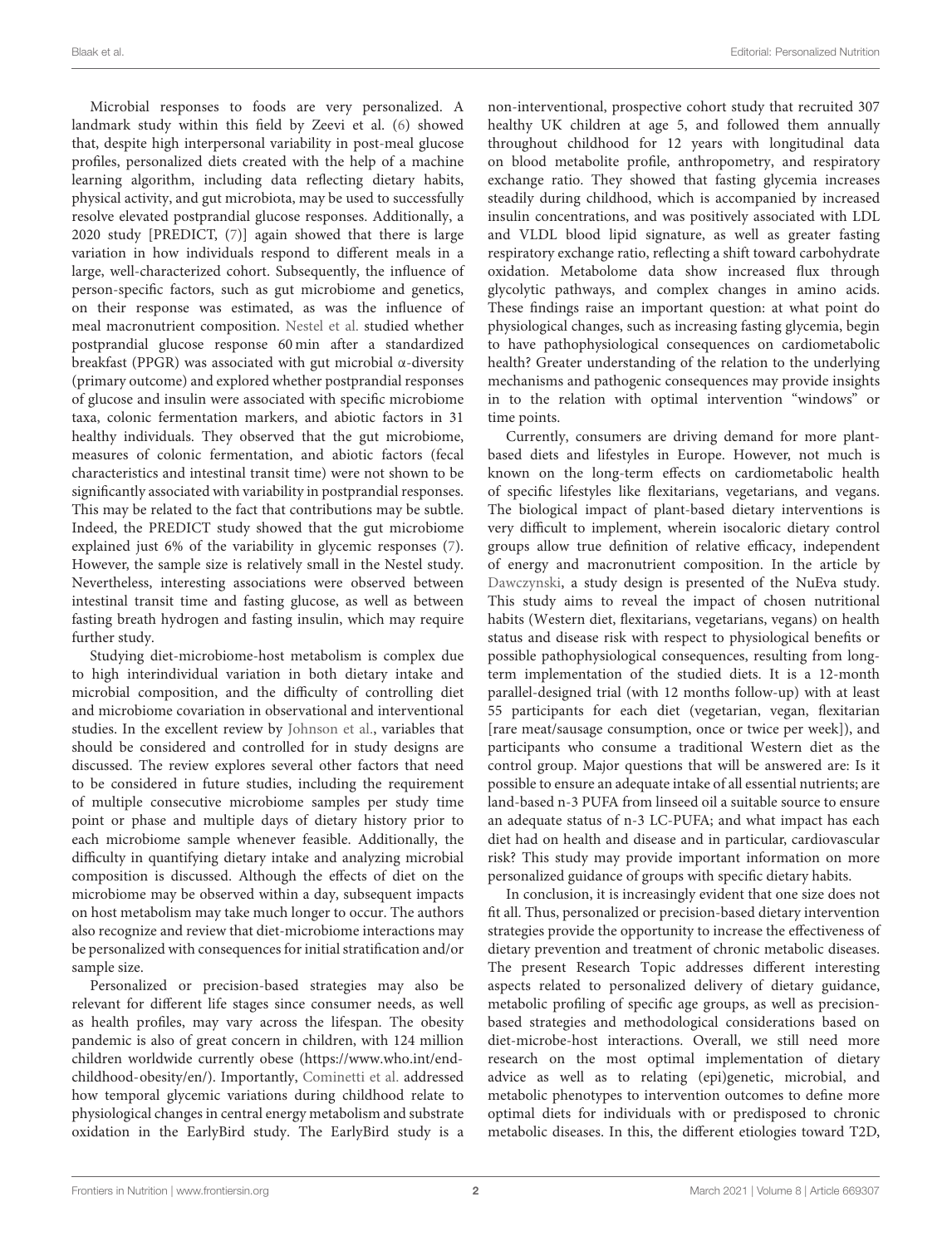Microbial responses to foods are very personalized. A landmark study within this field by Zeevi et al. (6) showed that, despite high interpersonal variability in post-meal glucose profiles, personalized diets created with the help of a machine learning algorithm, including data reflecting dietary habits, physical activity, and gut microbiota, may be used to successfully resolve elevated postprandial glucose responses. Additionally, a 2020 study [PREDICT, (7)] again showed that there is large variation in how individuals respond to different meals in a large, well-characterized cohort. Subsequently, the influence of person-specific factors, such as gut microbiome and genetics, on their response was estimated, as was the influence of meal macronutrient composition. Nestel et al. studied whether postprandial glucose response 60 min after a standardized breakfast (PPGR) was associated with gut microbial α-diversity (primary outcome) and explored whether postprandial responses of glucose and insulin were associated with specific microbiome taxa, colonic fermentation markers, and abiotic factors in 31 healthy individuals. They observed that the gut microbiome, measures of colonic fermentation, and abiotic factors (fecal characteristics and intestinal transit time) were not shown to be significantly associated with variability in postprandial responses. This may be related to the fact that contributions may be subtle. Indeed, the PREDICT study showed that the gut microbiome explained just 6% of the variability in glycemic responses (7). However, the sample size is relatively small in the Nestel study. Nevertheless, interesting associations were observed between intestinal transit time and fasting glucose, as well as between fasting breath hydrogen and fasting insulin, which may require further study.

Studying diet-microbiome-host metabolism is complex due to high interindividual variation in both dietary intake and microbial composition, and the difficulty of controlling diet and microbiome covariation in observational and interventional studies. In the excellent review by Johnson et al., variables that should be considered and controlled for in study designs are discussed. The review explores several other factors that need to be considered in future studies, including the requirement of multiple consecutive microbiome samples per study time point or phase and multiple days of dietary history prior to each microbiome sample whenever feasible. Additionally, the difficulty in quantifying dietary intake and analyzing microbial composition is discussed. Although the effects of diet on the microbiome may be observed within a day, subsequent impacts on host metabolism may take much longer to occur. The authors also recognize and review that diet-microbiome interactions may be personalized with consequences for initial stratification and/or sample size.

Personalized or precision-based strategies may also be relevant for different life stages since consumer needs, as well as health profiles, may vary across the lifespan. The obesity pandemic is also of great concern in children, with 124 million children worldwide currently obese (https://www.who.int/end-childhood-obesity/en/). Importantly, Cominetti et al. addressed how temporal glycemic variations during childhood relate to physiological changes in central energy metabolism and substrate oxidation in the EarlyBird study. The EarlyBird study is a non-interventional, prospective cohort study that recruited 307 healthy UK children at age 5, and followed them annually throughout childhood for 12 years with longitudinal data on blood metabolite profile, anthropometry, and respiratory exchange ratio. They showed that fasting glycemia increases steadily during childhood, which is accompanied by increased insulin concentrations, and was positively associated with LDL and VLDL blood lipid signature, as well as greater fasting respiratory exchange ratio, reflecting a shift toward carbohydrate oxidation. Metabolome data show increased flux through glycolytic pathways, and complex changes in amino acids. These findings raise an important question: at what point do physiological changes, such as increasing fasting glycemia, begin to have pathophysiological consequences on cardiometabolic health? Greater understanding of the relation to the underlying mechanisms and pathogenic consequences may provide insights in to the relation with optimal intervention "windows" or time points.

Currently, consumers are driving demand for more plant-based diets and lifestyles in Europe. However, not much is known on the long-term effects on cardiometabolic health of specific lifestyles like flexitarians, vegetarians, and vegans. The biological impact of plant-based dietary interventions is very difficult to implement, wherein isocaloric dietary control groups allow true definition of relative efficacy, independent of energy and macronutrient composition. In the article by Dawczynski, a study design is presented of the NuEva study. This study aims to reveal the impact of chosen nutritional habits (Western diet, flexitarians, vegetarians, vegans) on health status and disease risk with respect to physiological benefits or possible pathophysiological consequences, resulting from long-term implementation of the studied diets. It is a 12-month parallel-designed trial (with 12 months follow-up) with at least 55 participants for each diet (vegetarian, vegan, flexitarian [rare meat/sausage consumption, once or twice per week]), and participants who consume a traditional Western diet as the control group. Major questions that will be answered are: Is it possible to ensure an adequate intake of all essential nutrients; are land-based n-3 PUFA from linseed oil a suitable source to ensure an adequate status of n-3 LC-PUFA; and what impact has each diet had on health and disease and in particular, cardiovascular risk? This study may provide important information on more personalized guidance of groups with specific dietary habits.

In conclusion, it is increasingly evident that one size does not fit all. Thus, personalized or precision-based dietary intervention strategies provide the opportunity to increase the effectiveness of dietary prevention and treatment of chronic metabolic diseases. The present Research Topic addresses different interesting aspects related to personalized delivery of dietary guidance, metabolic profiling of specific age groups, as well as precision-based strategies and methodological considerations based on diet-microbe-host interactions. Overall, we still need more research on the most optimal implementation of dietary advice as well as to relating (epi)genetic, microbial, and metabolic phenotypes to intervention outcomes to define more optimal diets for individuals with or predisposed to chronic metabolic diseases. In this, the different etiologies toward T2D,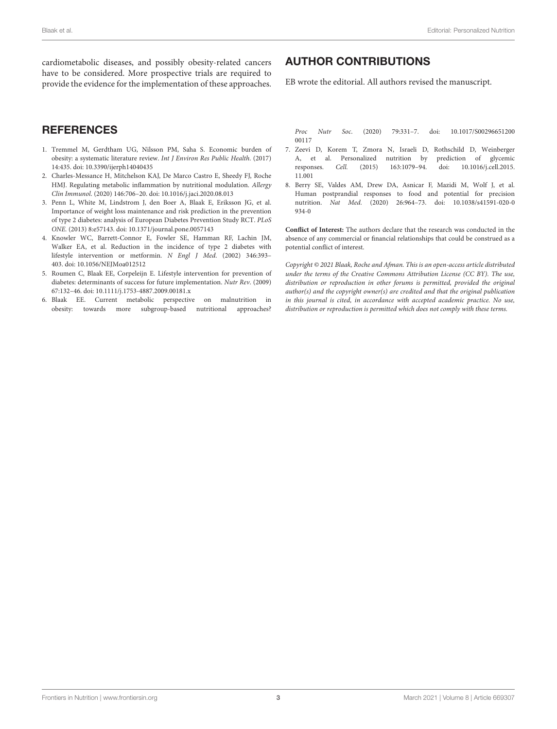cardiometabolic diseases, and possibly obesity-related cancers have to be considered. More prospective trials are required to provide the evidence for the implementation of these approaches.

## AUTHOR CONTRIBUTIONS

EB wrote the editorial. All authors revised the manuscript.

## REFERENCES

1. Tremmel M, Gerdtham UG, Nilsson PM, Saha S. Economic burden of obesity: a systematic literature review. *Int J Environ Res Public Health*. (2017) 14:435. doi: 10.3390/ijerph14040435
2. Charles-Messance H, Mitchelson KAJ, De Marco Castro E, Sheedy FJ, Roche HMJ. Regulating metabolic inflammation by nutritional modulation. *Allergy Clin Immunol*. (2020) 146:706–20. doi: 10.1016/j.jaci.2020.08.013
3. Penn L, White M, Lindstrom J, den Boer A, Blaak E, Eriksson JG, et al. Importance of weight loss maintenance and risk prediction in the prevention of type 2 diabetes: analysis of European Diabetes Prevention Study RCT. *PLoS ONE*. (2013) 8:e57143. doi: 10.1371/journal.pone.0057143
4. Knowler WC, Barrett-Connor E, Fowler SE, Hamman RF, Lachin JM, Walker EA, et al. Reduction in the incidence of type 2 diabetes with lifestyle intervention or metformin. *N Engl J Med*. (2002) 346:393–403. doi: 10.1056/NEJMoa012512
5. Roumen C, Blaak EE, Corpeleijn E. Lifestyle intervention for prevention of diabetes: determinants of success for future implementation. *Nutr Rev*. (2009) 67:132–46. doi: 10.1111/j.1753-4887.2009.00181.x
6. Blaak EE. Current metabolic perspective on malnutrition in obesity: towards more subgroup-based nutritional approaches? *Proc Nutr Soc*. (2020) 79:331–7. doi: 10.1017/S0029665120000117
7. Zeevi D, Korem T, Zmora N, Israeli D, Rothschild D, Weinberger A, et al. Personalized nutrition by prediction of glycemic responses. *Cell*. (2015) 163:1079–94. doi: 10.1016/j.cell.2015.11.001
8. Berry SE, Valdes AM, Drew DA, Asnicar F, Mazidi M, Wolf J, et al. Human postprandial responses to food and potential for precision nutrition. *Nat Med*. (2020) 26:964–73. doi: 10.1038/s41591-020-0934-0

**Conflict of Interest:** The authors declare that the research was conducted in the absence of any commercial or financial relationships that could be construed as a potential conflict of interest.

*Copyright © 2021 Blaak, Roche and Afman. This is an open-access article distributed under the terms of the Creative Commons Attribution License (CC BY). The use, distribution or reproduction in other forums is permitted, provided the original author(s) and the copyright owner(s) are credited and that the original publication in this journal is cited, in accordance with accepted academic practice. No use, distribution or reproduction is permitted which does not comply with these terms.*